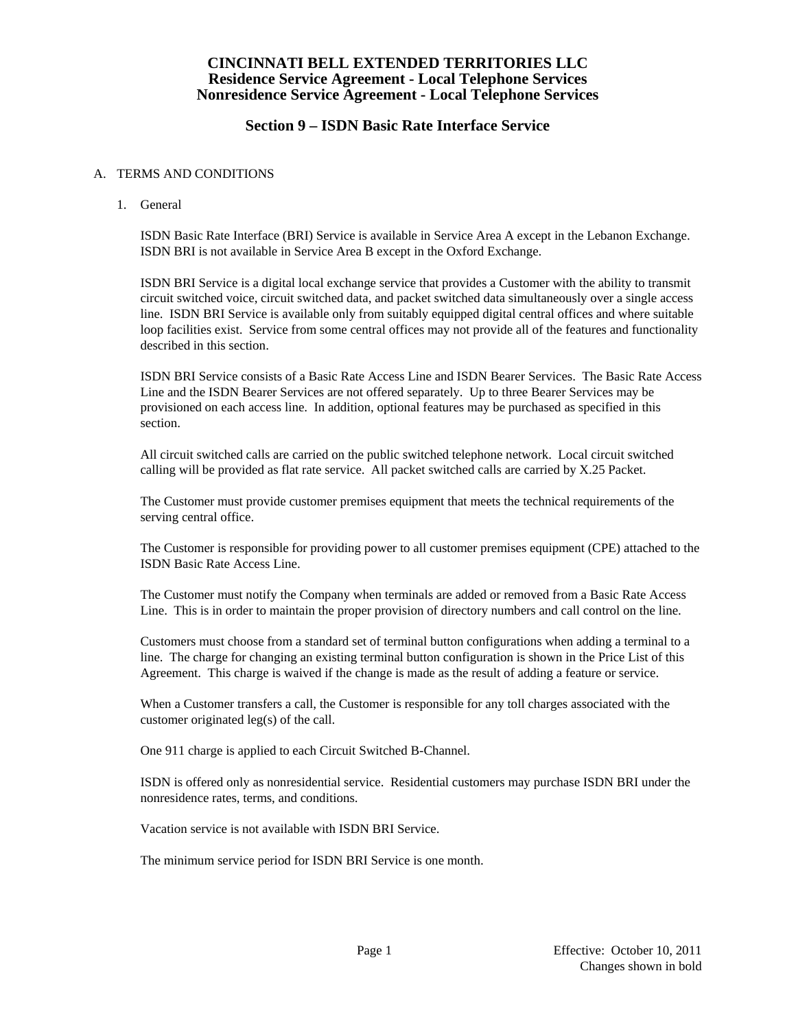# CINCINNATI BELL EXTENDED TERRITORIES LLC
# Residence Service Agreement - Local Telephone Services
# Nonresidence Service Agreement - Local Telephone Services

## Section 9 – ISDN Basic Rate Interface Service

A. TERMS AND CONDITIONS

1. General

ISDN Basic Rate Interface (BRI) Service is available in Service Area A except in the Lebanon Exchange. ISDN BRI is not available in Service Area B except in the Oxford Exchange.

ISDN BRI Service is a digital local exchange service that provides a Customer with the ability to transmit circuit switched voice, circuit switched data, and packet switched data simultaneously over a single access line. ISDN BRI Service is available only from suitably equipped digital central offices and where suitable loop facilities exist. Service from some central offices may not provide all of the features and functionality described in this section.

ISDN BRI Service consists of a Basic Rate Access Line and ISDN Bearer Services. The Basic Rate Access Line and the ISDN Bearer Services are not offered separately. Up to three Bearer Services may be provisioned on each access line. In addition, optional features may be purchased as specified in this section.

All circuit switched calls are carried on the public switched telephone network. Local circuit switched calling will be provided as flat rate service. All packet switched calls are carried by X.25 Packet.

The Customer must provide customer premises equipment that meets the technical requirements of the serving central office.

The Customer is responsible for providing power to all customer premises equipment (CPE) attached to the ISDN Basic Rate Access Line.

The Customer must notify the Company when terminals are added or removed from a Basic Rate Access Line. This is in order to maintain the proper provision of directory numbers and call control on the line.

Customers must choose from a standard set of terminal button configurations when adding a terminal to a line. The charge for changing an existing terminal button configuration is shown in the Price List of this Agreement. This charge is waived if the change is made as the result of adding a feature or service.

When a Customer transfers a call, the Customer is responsible for any toll charges associated with the customer originated leg(s) of the call.

One 911 charge is applied to each Circuit Switched B-Channel.

ISDN is offered only as nonresidential service. Residential customers may purchase ISDN BRI under the nonresidence rates, terms, and conditions.

Vacation service is not available with ISDN BRI Service.

The minimum service period for ISDN BRI Service is one month.

Effective: October 10, 2011
Changes shown in bold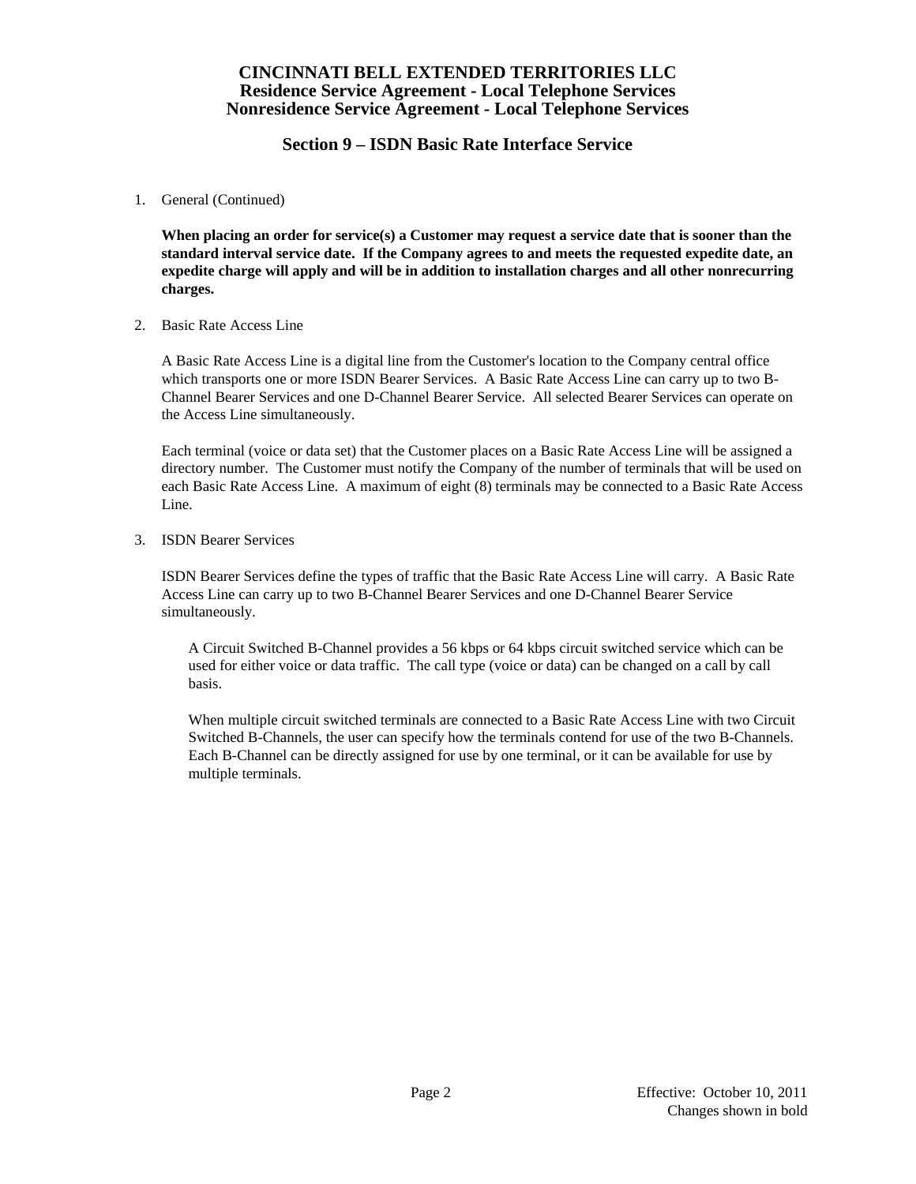**CINCINNATI BELL EXTENDED TERRITORIES LLC**
**Residence Service Agreement - Local Telephone Services**
**Nonresidence Service Agreement - Local Telephone Services**

## Section 9 – ISDN Basic Rate Interface Service

1. General (Continued)

   **When placing an order for service(s) a Customer may request a service date that is sooner than the standard interval service date. If the Company agrees to and meets the requested expedite date, an expedite charge will apply and will be in addition to installation charges and all other nonrecurring charges.**

2. Basic Rate Access Line

   A Basic Rate Access Line is a digital line from the Customer's location to the Company central office which transports one or more ISDN Bearer Services. A Basic Rate Access Line can carry up to two B-Channel Bearer Services and one D-Channel Bearer Service. All selected Bearer Services can operate on the Access Line simultaneously.

   Each terminal (voice or data set) that the Customer places on a Basic Rate Access Line will be assigned a directory number. The Customer must notify the Company of the number of terminals that will be used on each Basic Rate Access Line. A maximum of eight (8) terminals may be connected to a Basic Rate Access Line.

3. ISDN Bearer Services

   ISDN Bearer Services define the types of traffic that the Basic Rate Access Line will carry. A Basic Rate Access Line can carry up to two B-Channel Bearer Services and one D-Channel Bearer Service simultaneously.

   A Circuit Switched B-Channel provides a 56 kbps or 64 kbps circuit switched service which can be used for either voice or data traffic. The call type (voice or data) can be changed on a call by call basis.

   When multiple circuit switched terminals are connected to a Basic Rate Access Line with two Circuit Switched B-Channels, the user can specify how the terminals contend for use of the two B-Channels. Each B-Channel can be directly assigned for use by one terminal, or it can be available for use by multiple terminals.

Effective: October 10, 2011
Changes shown in bold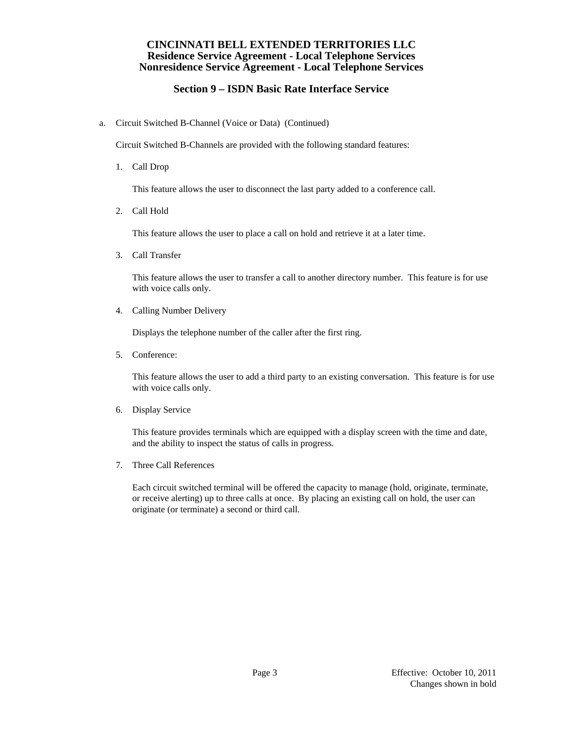**CINCINNATI BELL EXTENDED TERRITORIES LLC**
**Residence Service Agreement - Local Telephone Services**
**Nonresidence Service Agreement - Local Telephone Services**

## Section 9 – ISDN Basic Rate Interface Service

a. Circuit Switched B-Channel (Voice or Data) (Continued)

Circuit Switched B-Channels are provided with the following standard features:

1. Call Drop

   This feature allows the user to disconnect the last party added to a conference call.

2. Call Hold

   This feature allows the user to place a call on hold and retrieve it at a later time.

3. Call Transfer

   This feature allows the user to transfer a call to another directory number. This feature is for use with voice calls only.

4. Calling Number Delivery

   Displays the telephone number of the caller after the first ring.

5. Conference:

   This feature allows the user to add a third party to an existing conversation. This feature is for use with voice calls only.

6. Display Service

   This feature provides terminals which are equipped with a display screen with the time and date, and the ability to inspect the status of calls in progress.

7. Three Call References

   Each circuit switched terminal will be offered the capacity to manage (hold, originate, terminate, or receive alerting) up to three calls at once. By placing an existing call on hold, the user can originate (or terminate) a second or third call.

Effective: October 10, 2011
Changes shown in bold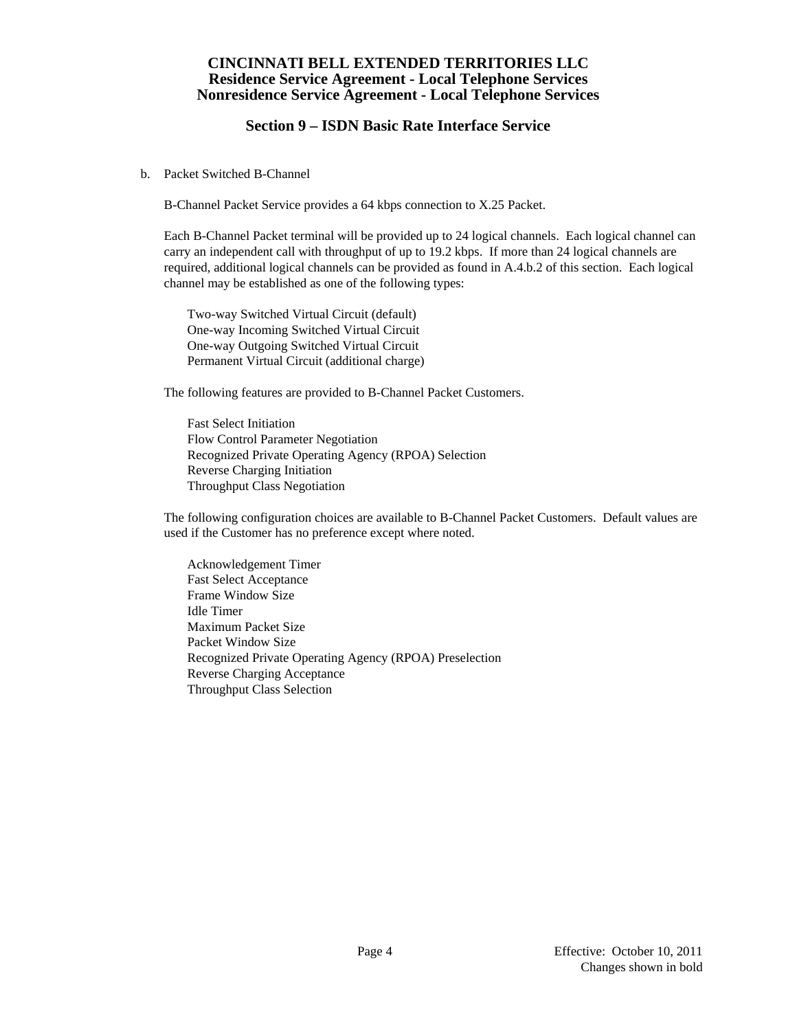b. Packet Switched B-Channel

B-Channel Packet Service provides a 64 kbps connection to X.25 Packet.

Each B-Channel Packet terminal will be provided up to 24 logical channels. Each logical channel can carry an independent call with throughput of up to 19.2 kbps. If more than 24 logical channels are required, additional logical channels can be provided as found in A.4.b.2 of this section. Each logical channel may be established as one of the following types:

Two-way Switched Virtual Circuit (default)
One-way Incoming Switched Virtual Circuit
One-way Outgoing Switched Virtual Circuit
Permanent Virtual Circuit (additional charge)

The following features are provided to B-Channel Packet Customers.

Fast Select Initiation
Flow Control Parameter Negotiation
Recognized Private Operating Agency (RPOA) Selection
Reverse Charging Initiation
Throughput Class Negotiation

The following configuration choices are available to B-Channel Packet Customers. Default values are used if the Customer has no preference except where noted.

Acknowledgement Timer
Fast Select Acceptance
Frame Window Size
Idle Timer
Maximum Packet Size
Packet Window Size
Recognized Private Operating Agency (RPOA) Preselection
Reverse Charging Acceptance
Throughput Class Selection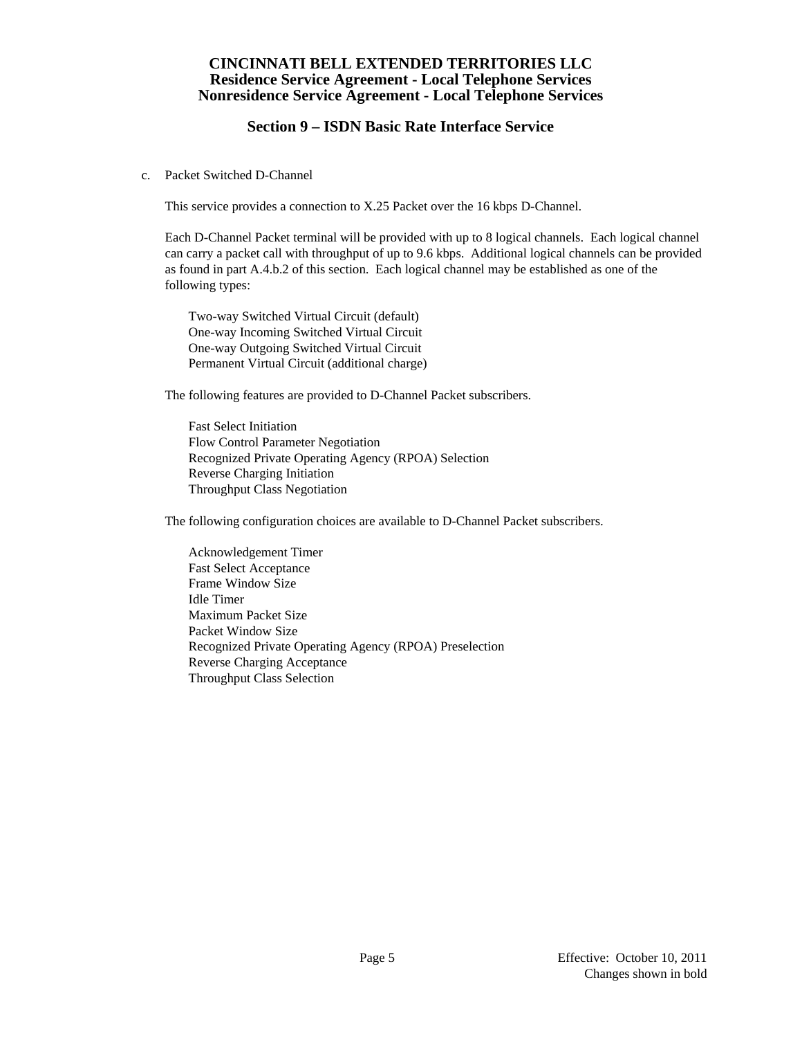c. Packet Switched D-Channel

This service provides a connection to X.25 Packet over the 16 kbps D-Channel.

Each D-Channel Packet terminal will be provided with up to 8 logical channels. Each logical channel can carry a packet call with throughput of up to 9.6 kbps. Additional logical channels can be provided as found in part A.4.b.2 of this section. Each logical channel may be established as one of the following types:

- Two-way Switched Virtual Circuit (default)
- One-way Incoming Switched Virtual Circuit
- One-way Outgoing Switched Virtual Circuit
- Permanent Virtual Circuit (additional charge)

The following features are provided to D-Channel Packet subscribers.

- Fast Select Initiation
- Flow Control Parameter Negotiation
- Recognized Private Operating Agency (RPOA) Selection
- Reverse Charging Initiation
- Throughput Class Negotiation

The following configuration choices are available to D-Channel Packet subscribers.

- Acknowledgement Timer
- Fast Select Acceptance
- Frame Window Size
- Idle Timer
- Maximum Packet Size
- Packet Window Size
- Recognized Private Operating Agency (RPOA) Preselection
- Reverse Charging Acceptance
- Throughput Class Selection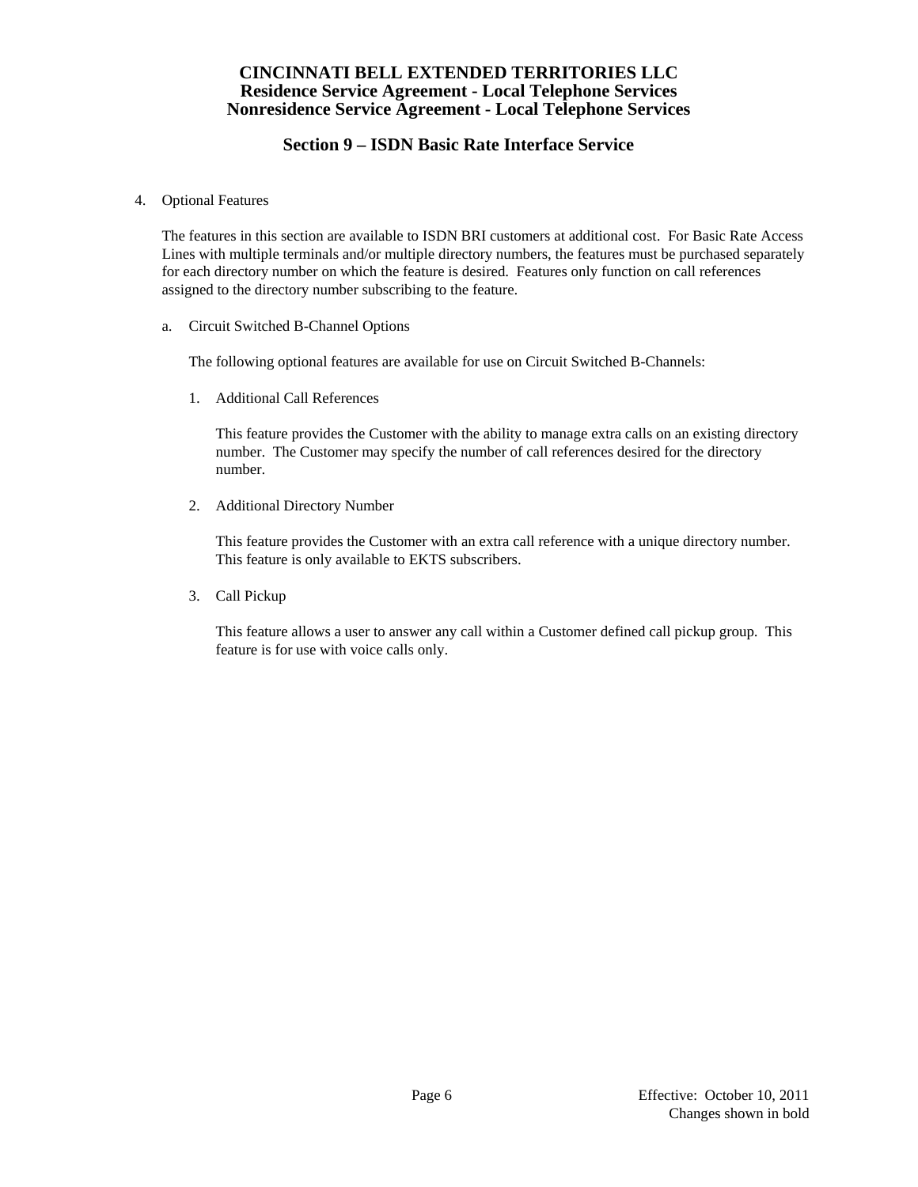4. Optional Features

   The features in this section are available to ISDN BRI customers at additional cost. For Basic Rate Access Lines with multiple terminals and/or multiple directory numbers, the features must be purchased separately for each directory number on which the feature is desired. Features only function on call references assigned to the directory number subscribing to the feature.

   a. Circuit Switched B-Channel Options

      The following optional features are available for use on Circuit Switched B-Channels:

      1. Additional Call References

         This feature provides the Customer with the ability to manage extra calls on an existing directory number. The Customer may specify the number of call references desired for the directory number.

      2. Additional Directory Number

         This feature provides the Customer with an extra call reference with a unique directory number. This feature is only available to EKTS subscribers.

      3. Call Pickup

         This feature allows a user to answer any call within a Customer defined call pickup group. This feature is for use with voice calls only.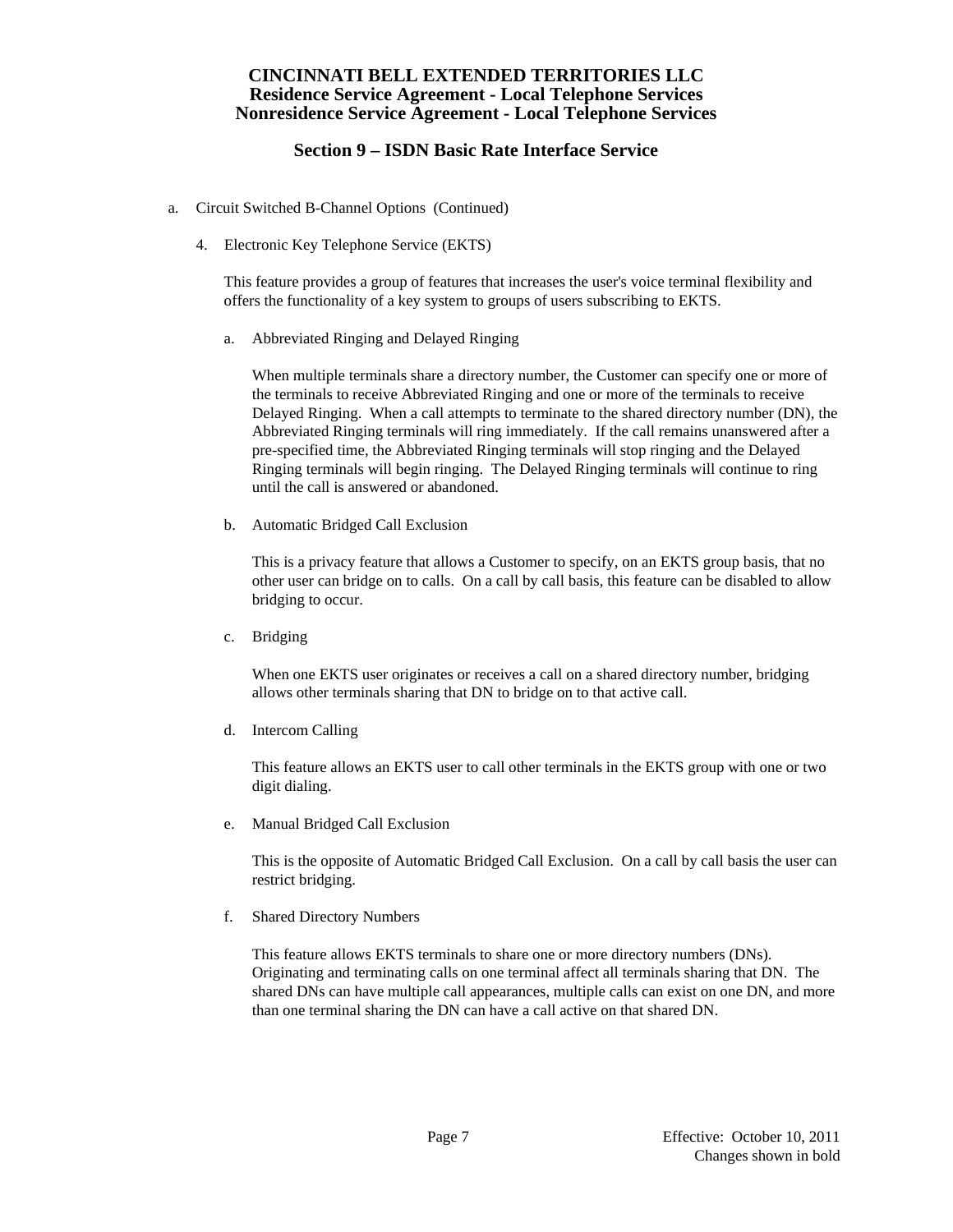# CINCINNATI BELL EXTENDED TERRITORIES LLC
## Residence Service Agreement - Local Telephone Services
## Nonresidence Service Agreement - Local Telephone Services

## Section 9 – ISDN Basic Rate Interface Service

a. Circuit Switched B-Channel Options (Continued)

4. Electronic Key Telephone Service (EKTS)

   This feature provides a group of features that increases the user's voice terminal flexibility and offers the functionality of a key system to groups of users subscribing to EKTS.

   a. Abbreviated Ringing and Delayed Ringing

      When multiple terminals share a directory number, the Customer can specify one or more of the terminals to receive Abbreviated Ringing and one or more of the terminals to receive Delayed Ringing. When a call attempts to terminate to the shared directory number (DN), the Abbreviated Ringing terminals will ring immediately. If the call remains unanswered after a pre-specified time, the Abbreviated Ringing terminals will stop ringing and the Delayed Ringing terminals will begin ringing. The Delayed Ringing terminals will continue to ring until the call is answered or abandoned.

   b. Automatic Bridged Call Exclusion

      This is a privacy feature that allows a Customer to specify, on an EKTS group basis, that no other user can bridge on to calls. On a call by call basis, this feature can be disabled to allow bridging to occur.

   c. Bridging

      When one EKTS user originates or receives a call on a shared directory number, bridging allows other terminals sharing that DN to bridge on to that active call.

   d. Intercom Calling

      This feature allows an EKTS user to call other terminals in the EKTS group with one or two digit dialing.

   e. Manual Bridged Call Exclusion

      This is the opposite of Automatic Bridged Call Exclusion. On a call by call basis the user can restrict bridging.

   f. Shared Directory Numbers

      This feature allows EKTS terminals to share one or more directory numbers (DNs). Originating and terminating calls on one terminal affect all terminals sharing that DN. The shared DNs can have multiple call appearances, multiple calls can exist on one DN, and more than one terminal sharing the DN can have a call active on that shared DN.

Effective: October 10, 2011
Changes shown in bold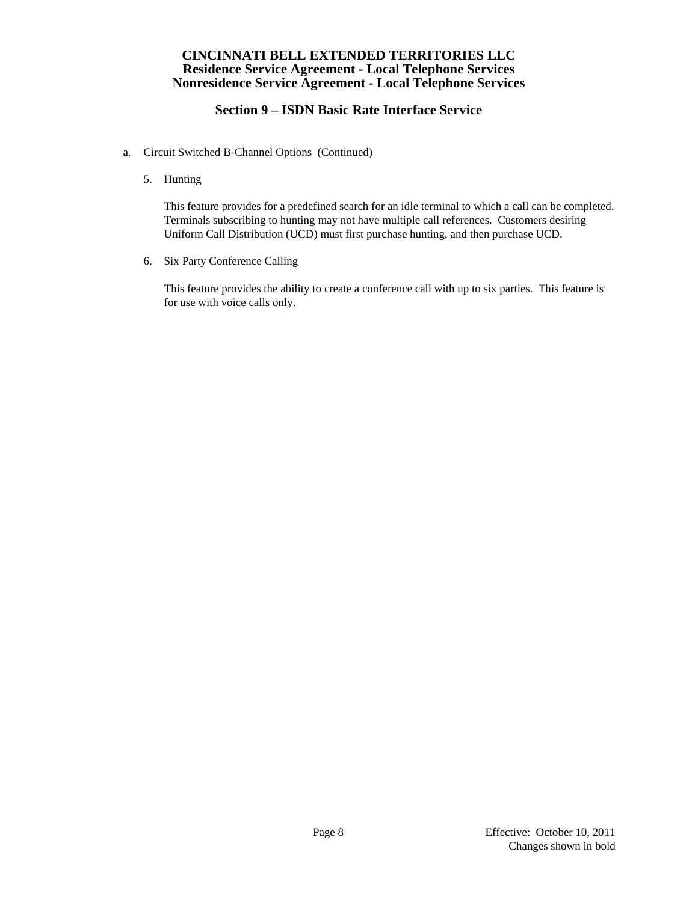a. Circuit Switched B-Channel Options (Continued)

5. Hunting

This feature provides for a predefined search for an idle terminal to which a call can be completed. Terminals subscribing to hunting may not have multiple call references. Customers desiring Uniform Call Distribution (UCD) must first purchase hunting, and then purchase UCD.

6. Six Party Conference Calling

This feature provides the ability to create a conference call with up to six parties. This feature is for use with voice calls only.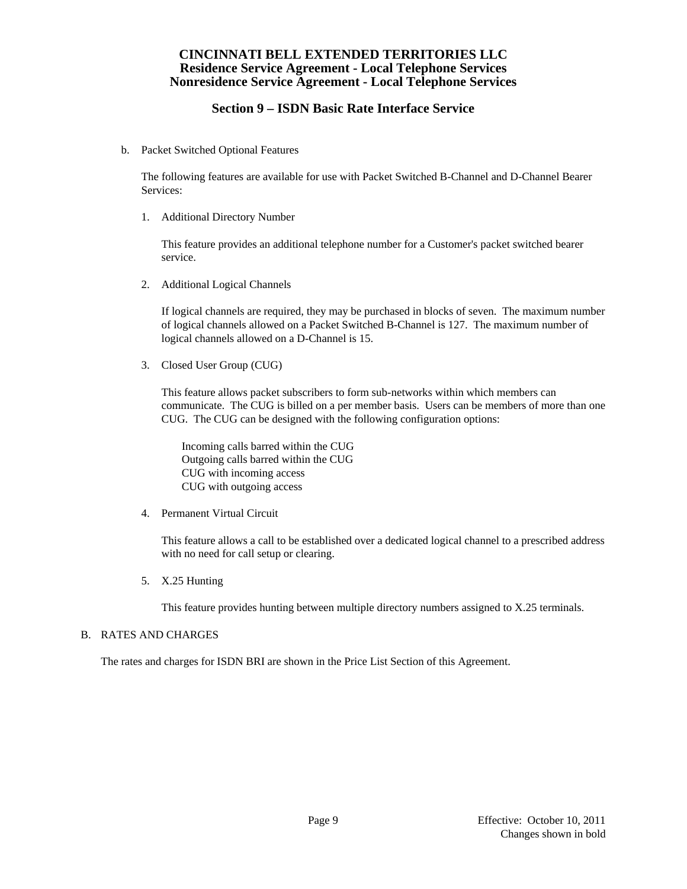b. Packet Switched Optional Features

The following features are available for use with Packet Switched B-Channel and D-Channel Bearer Services:

1. Additional Directory Number

   This feature provides an additional telephone number for a Customer's packet switched bearer service.

2. Additional Logical Channels

   If logical channels are required, they may be purchased in blocks of seven. The maximum number of logical channels allowed on a Packet Switched B-Channel is 127. The maximum number of logical channels allowed on a D-Channel is 15.

3. Closed User Group (CUG)

   This feature allows packet subscribers to form sub-networks within which members can communicate. The CUG is billed on a per member basis. Users can be members of more than one CUG. The CUG can be designed with the following configuration options:

   Incoming calls barred within the CUG
   Outgoing calls barred within the CUG
   CUG with incoming access
   CUG with outgoing access

4. Permanent Virtual Circuit

   This feature allows a call to be established over a dedicated logical channel to a prescribed address with no need for call setup or clearing.

5. X.25 Hunting

   This feature provides hunting between multiple directory numbers assigned to X.25 terminals.

B. RATES AND CHARGES

The rates and charges for ISDN BRI are shown in the Price List Section of this Agreement.